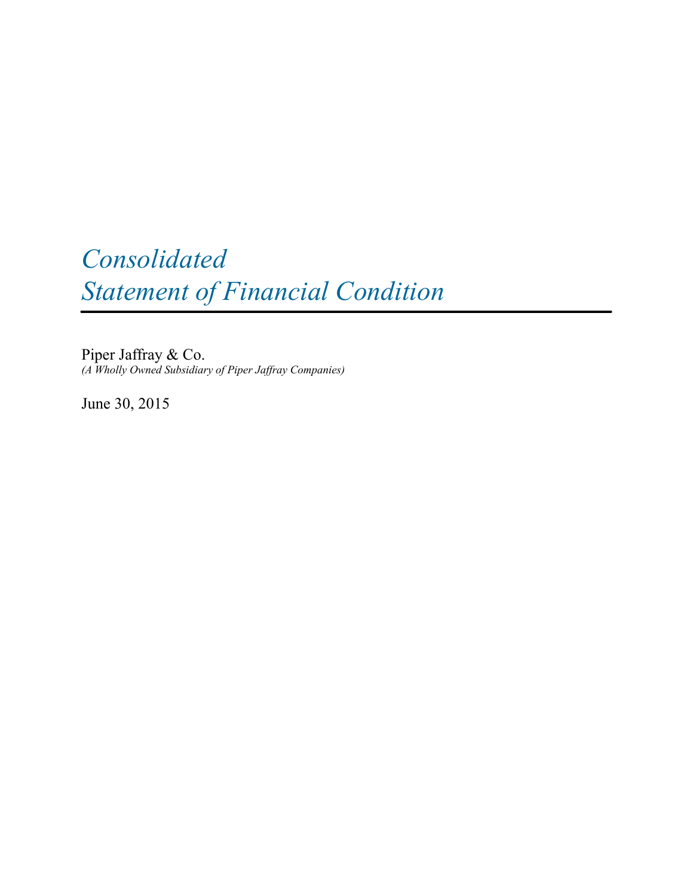# *Consolidated Statement of Financial Condition*

Piper Jaffray & Co.
*(A Wholly Owned Subsidiary of Piper Jaffray Companies)*

June 30, 2015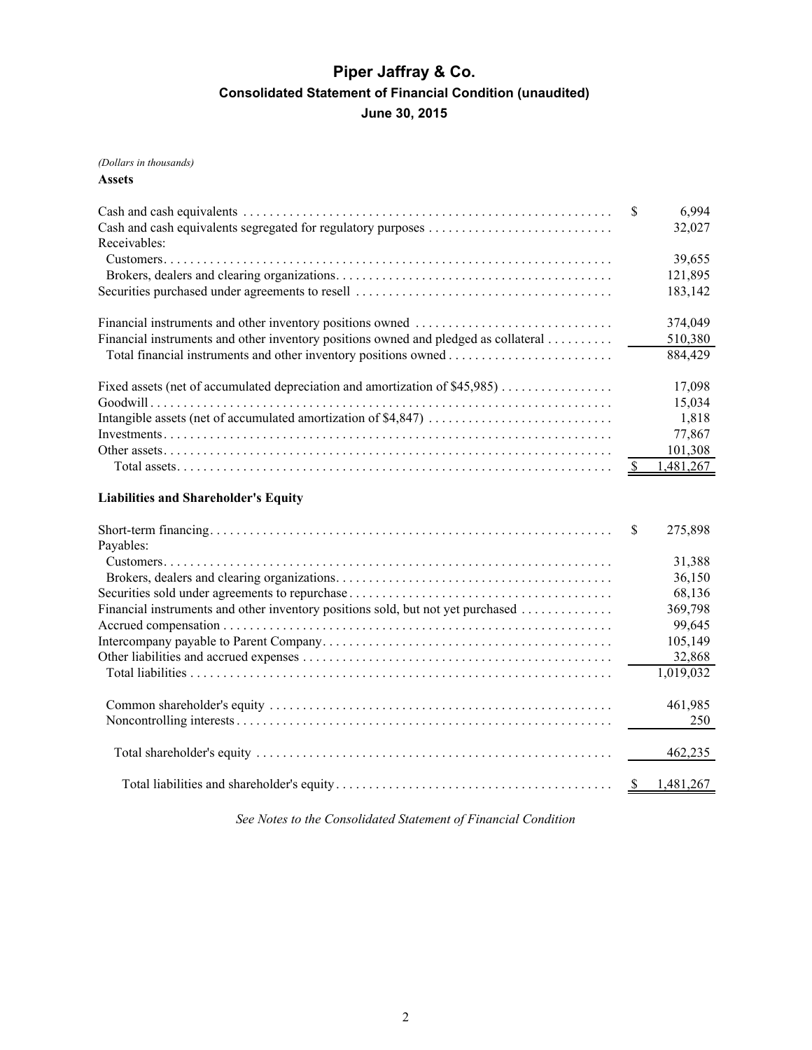# Piper Jaffray & Co.

## Consolidated Statement of Financial Condition (unaudited)

### June 30, 2015

*(Dollars in thousands)*

**Assets**

| | |
|---|---|
| Cash and cash equivalents | $ 6,994 |
| Cash and cash equivalents segregated for regulatory purposes | 32,027 |
| Receivables: | |
| Customers | 39,655 |
| Brokers, dealers and clearing organizations | 121,895 |
| Securities purchased under agreements to resell | 183,142 |
| | |
| Financial instruments and other inventory positions owned | 374,049 |
| Financial instruments and other inventory positions owned and pledged as collateral | 510,380 |
| Total financial instruments and other inventory positions owned | 884,429 |
| | |
| Fixed assets (net of accumulated depreciation and amortization of $45,985) | 17,098 |
| Goodwill | 15,034 |
| Intangible assets (net of accumulated amortization of $4,847) | 1,818 |
| Investments | 77,867 |
| Other assets | 101,308 |
| Total assets | $ 1,481,267 |

**Liabilities and Shareholder's Equity**

| | |
|---|---|
| Short-term financing | $ 275,898 |
| Payables: | |
| Customers | 31,388 |
| Brokers, dealers and clearing organizations | 36,150 |
| Securities sold under agreements to repurchase | 68,136 |
| Financial instruments and other inventory positions sold, but not yet purchased | 369,798 |
| Accrued compensation | 99,645 |
| Intercompany payable to Parent Company | 105,149 |
| Other liabilities and accrued expenses | 32,868 |
| Total liabilities | 1,019,032 |
| | |
| Common shareholder's equity | 461,985 |
| Noncontrolling interests | 250 |
| | |
| Total shareholder's equity | 462,235 |
| | |
| Total liabilities and shareholder's equity | $ 1,481,267 |

*See Notes to the Consolidated Statement of Financial Condition*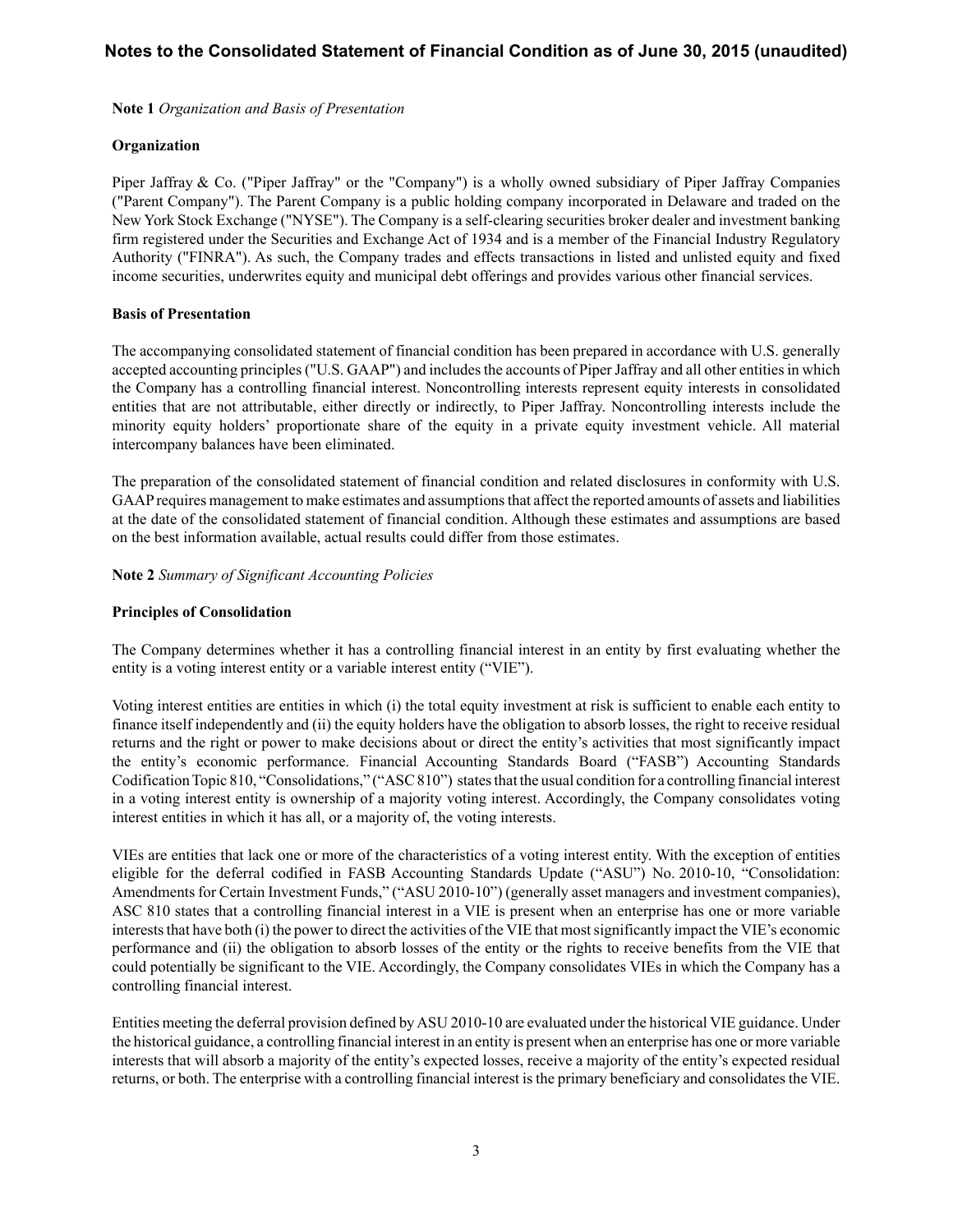# Notes to the Consolidated Statement of Financial Condition as of June 30, 2015 (unaudited)

**Note 1** *Organization and Basis of Presentation*

**Organization**

Piper Jaffray & Co. ("Piper Jaffray" or the "Company") is a wholly owned subsidiary of Piper Jaffray Companies ("Parent Company"). The Parent Company is a public holding company incorporated in Delaware and traded on the New York Stock Exchange ("NYSE"). The Company is a self-clearing securities broker dealer and investment banking firm registered under the Securities and Exchange Act of 1934 and is a member of the Financial Industry Regulatory Authority ("FINRA"). As such, the Company trades and effects transactions in listed and unlisted equity and fixed income securities, underwrites equity and municipal debt offerings and provides various other financial services.

**Basis of Presentation**

The accompanying consolidated statement of financial condition has been prepared in accordance with U.S. generally accepted accounting principles ("U.S. GAAP") and includes the accounts of Piper Jaffray and all other entities in which the Company has a controlling financial interest. Noncontrolling interests represent equity interests in consolidated entities that are not attributable, either directly or indirectly, to Piper Jaffray. Noncontrolling interests include the minority equity holders' proportionate share of the equity in a private equity investment vehicle. All material intercompany balances have been eliminated.

The preparation of the consolidated statement of financial condition and related disclosures in conformity with U.S. GAAP requires management to make estimates and assumptions that affect the reported amounts of assets and liabilities at the date of the consolidated statement of financial condition. Although these estimates and assumptions are based on the best information available, actual results could differ from those estimates.

**Note 2** *Summary of Significant Accounting Policies*

**Principles of Consolidation**

The Company determines whether it has a controlling financial interest in an entity by first evaluating whether the entity is a voting interest entity or a variable interest entity ("VIE").

Voting interest entities are entities in which (i) the total equity investment at risk is sufficient to enable each entity to finance itself independently and (ii) the equity holders have the obligation to absorb losses, the right to receive residual returns and the right or power to make decisions about or direct the entity's activities that most significantly impact the entity's economic performance. Financial Accounting Standards Board ("FASB") Accounting Standards Codification Topic 810, "Consolidations," ("ASC 810") states that the usual condition for a controlling financial interest in a voting interest entity is ownership of a majority voting interest. Accordingly, the Company consolidates voting interest entities in which it has all, or a majority of, the voting interests.

VIEs are entities that lack one or more of the characteristics of a voting interest entity. With the exception of entities eligible for the deferral codified in FASB Accounting Standards Update ("ASU") No. 2010-10, "Consolidation: Amendments for Certain Investment Funds," ("ASU 2010-10") (generally asset managers and investment companies), ASC 810 states that a controlling financial interest in a VIE is present when an enterprise has one or more variable interests that have both (i) the power to direct the activities of the VIE that most significantly impact the VIE's economic performance and (ii) the obligation to absorb losses of the entity or the rights to receive benefits from the VIE that could potentially be significant to the VIE. Accordingly, the Company consolidates VIEs in which the Company has a controlling financial interest.

Entities meeting the deferral provision defined by ASU 2010-10 are evaluated under the historical VIE guidance. Under the historical guidance, a controlling financial interest in an entity is present when an enterprise has one or more variable interests that will absorb a majority of the entity's expected losses, receive a majority of the entity's expected residual returns, or both. The enterprise with a controlling financial interest is the primary beneficiary and consolidates the VIE.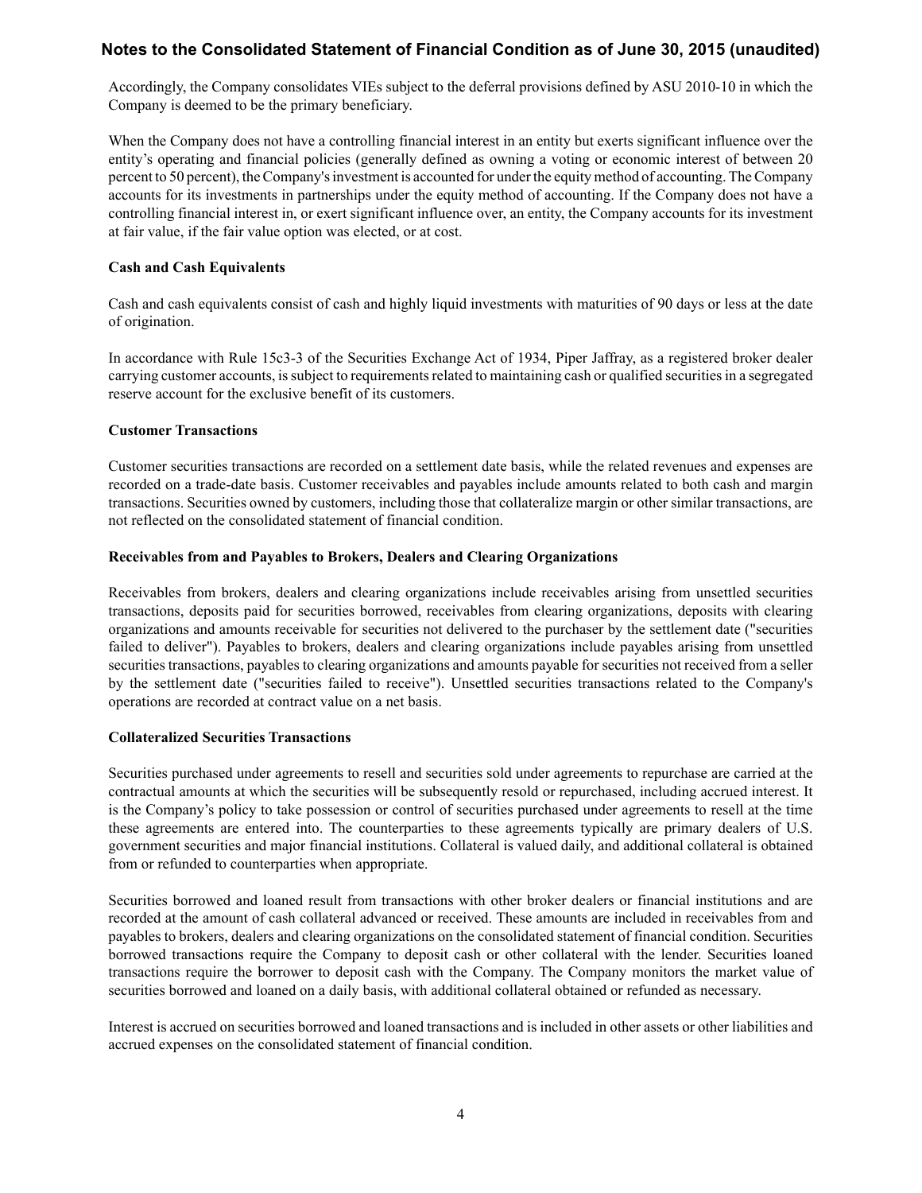Accordingly, the Company consolidates VIEs subject to the deferral provisions defined by ASU 2010-10 in which the Company is deemed to be the primary beneficiary.

When the Company does not have a controlling financial interest in an entity but exerts significant influence over the entity's operating and financial policies (generally defined as owning a voting or economic interest of between 20 percent to 50 percent), the Company's investment is accounted for under the equity method of accounting. The Company accounts for its investments in partnerships under the equity method of accounting. If the Company does not have a controlling financial interest in, or exert significant influence over, an entity, the Company accounts for its investment at fair value, if the fair value option was elected, or at cost.

**Cash and Cash Equivalents**

Cash and cash equivalents consist of cash and highly liquid investments with maturities of 90 days or less at the date of origination.

In accordance with Rule 15c3-3 of the Securities Exchange Act of 1934, Piper Jaffray, as a registered broker dealer carrying customer accounts, is subject to requirements related to maintaining cash or qualified securities in a segregated reserve account for the exclusive benefit of its customers.

**Customer Transactions**

Customer securities transactions are recorded on a settlement date basis, while the related revenues and expenses are recorded on a trade-date basis. Customer receivables and payables include amounts related to both cash and margin transactions. Securities owned by customers, including those that collateralize margin or other similar transactions, are not reflected on the consolidated statement of financial condition.

**Receivables from and Payables to Brokers, Dealers and Clearing Organizations**

Receivables from brokers, dealers and clearing organizations include receivables arising from unsettled securities transactions, deposits paid for securities borrowed, receivables from clearing organizations, deposits with clearing organizations and amounts receivable for securities not delivered to the purchaser by the settlement date ("securities failed to deliver"). Payables to brokers, dealers and clearing organizations include payables arising from unsettled securities transactions, payables to clearing organizations and amounts payable for securities not received from a seller by the settlement date ("securities failed to receive"). Unsettled securities transactions related to the Company's operations are recorded at contract value on a net basis.

**Collateralized Securities Transactions**

Securities purchased under agreements to resell and securities sold under agreements to repurchase are carried at the contractual amounts at which the securities will be subsequently resold or repurchased, including accrued interest. It is the Company's policy to take possession or control of securities purchased under agreements to resell at the time these agreements are entered into. The counterparties to these agreements typically are primary dealers of U.S. government securities and major financial institutions. Collateral is valued daily, and additional collateral is obtained from or refunded to counterparties when appropriate.

Securities borrowed and loaned result from transactions with other broker dealers or financial institutions and are recorded at the amount of cash collateral advanced or received. These amounts are included in receivables from and payables to brokers, dealers and clearing organizations on the consolidated statement of financial condition. Securities borrowed transactions require the Company to deposit cash or other collateral with the lender. Securities loaned transactions require the borrower to deposit cash with the Company. The Company monitors the market value of securities borrowed and loaned on a daily basis, with additional collateral obtained or refunded as necessary.

Interest is accrued on securities borrowed and loaned transactions and is included in other assets or other liabilities and accrued expenses on the consolidated statement of financial condition.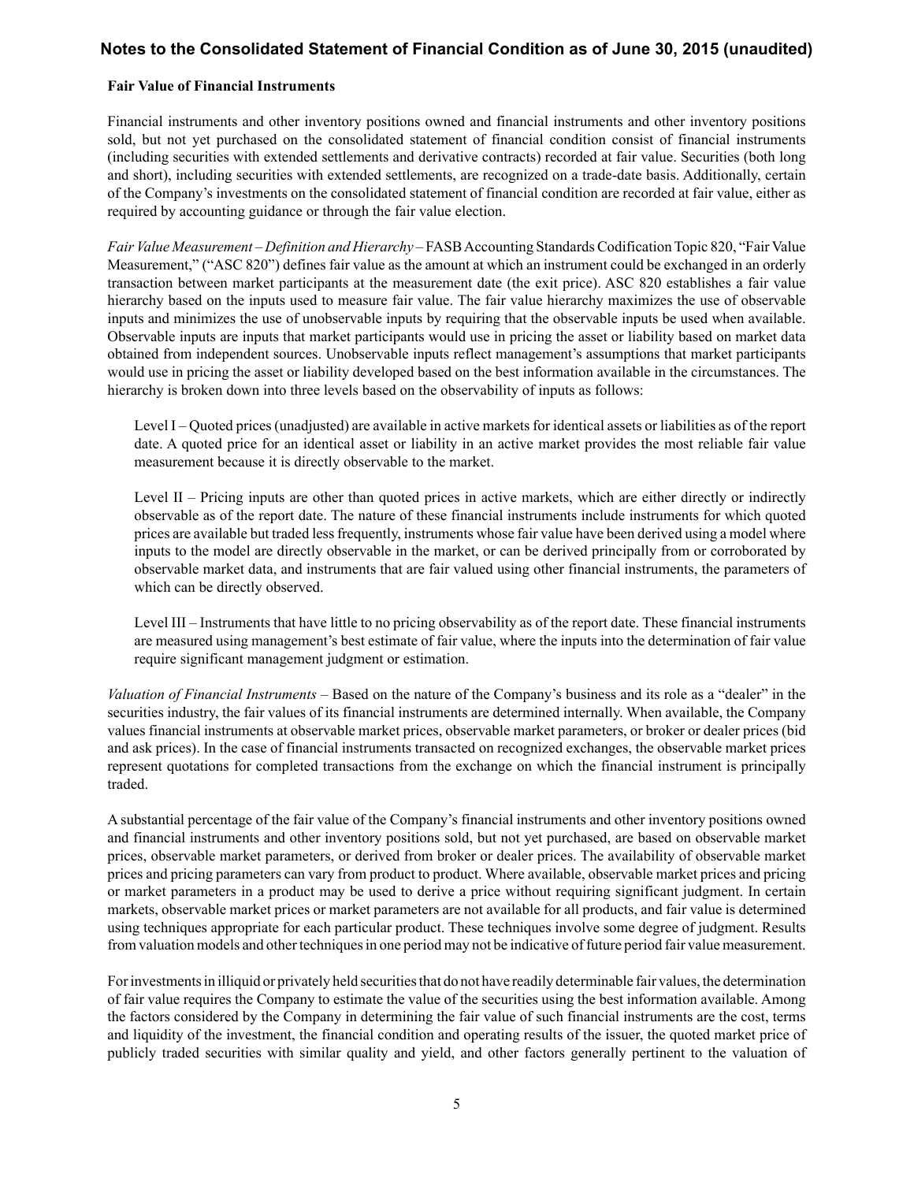**Fair Value of Financial Instruments**

Financial instruments and other inventory positions owned and financial instruments and other inventory positions sold, but not yet purchased on the consolidated statement of financial condition consist of financial instruments (including securities with extended settlements and derivative contracts) recorded at fair value. Securities (both long and short), including securities with extended settlements, are recognized on a trade-date basis. Additionally, certain of the Company's investments on the consolidated statement of financial condition are recorded at fair value, either as required by accounting guidance or through the fair value election.

*Fair Value Measurement – Definition and Hierarchy* – FASB Accounting Standards Codification Topic 820, "Fair Value Measurement," ("ASC 820") defines fair value as the amount at which an instrument could be exchanged in an orderly transaction between market participants at the measurement date (the exit price). ASC 820 establishes a fair value hierarchy based on the inputs used to measure fair value. The fair value hierarchy maximizes the use of observable inputs and minimizes the use of unobservable inputs by requiring that the observable inputs be used when available. Observable inputs are inputs that market participants would use in pricing the asset or liability based on market data obtained from independent sources. Unobservable inputs reflect management's assumptions that market participants would use in pricing the asset or liability developed based on the best information available in the circumstances. The hierarchy is broken down into three levels based on the observability of inputs as follows:

Level I – Quoted prices (unadjusted) are available in active markets for identical assets or liabilities as of the report date. A quoted price for an identical asset or liability in an active market provides the most reliable fair value measurement because it is directly observable to the market.

Level II – Pricing inputs are other than quoted prices in active markets, which are either directly or indirectly observable as of the report date. The nature of these financial instruments include instruments for which quoted prices are available but traded less frequently, instruments whose fair value have been derived using a model where inputs to the model are directly observable in the market, or can be derived principally from or corroborated by observable market data, and instruments that are fair valued using other financial instruments, the parameters of which can be directly observed.

Level III – Instruments that have little to no pricing observability as of the report date. These financial instruments are measured using management's best estimate of fair value, where the inputs into the determination of fair value require significant management judgment or estimation.

*Valuation of Financial Instruments* – Based on the nature of the Company's business and its role as a "dealer" in the securities industry, the fair values of its financial instruments are determined internally. When available, the Company values financial instruments at observable market prices, observable market parameters, or broker or dealer prices (bid and ask prices). In the case of financial instruments transacted on recognized exchanges, the observable market prices represent quotations for completed transactions from the exchange on which the financial instrument is principally traded.

A substantial percentage of the fair value of the Company's financial instruments and other inventory positions owned and financial instruments and other inventory positions sold, but not yet purchased, are based on observable market prices, observable market parameters, or derived from broker or dealer prices. The availability of observable market prices and pricing parameters can vary from product to product. Where available, observable market prices and pricing or market parameters in a product may be used to derive a price without requiring significant judgment. In certain markets, observable market prices or market parameters are not available for all products, and fair value is determined using techniques appropriate for each particular product. These techniques involve some degree of judgment. Results from valuation models and other techniques in one period may not be indicative of future period fair value measurement.

For investments in illiquid or privately held securities that do not have readily determinable fair values, the determination of fair value requires the Company to estimate the value of the securities using the best information available. Among the factors considered by the Company in determining the fair value of such financial instruments are the cost, terms and liquidity of the investment, the financial condition and operating results of the issuer, the quoted market price of publicly traded securities with similar quality and yield, and other factors generally pertinent to the valuation of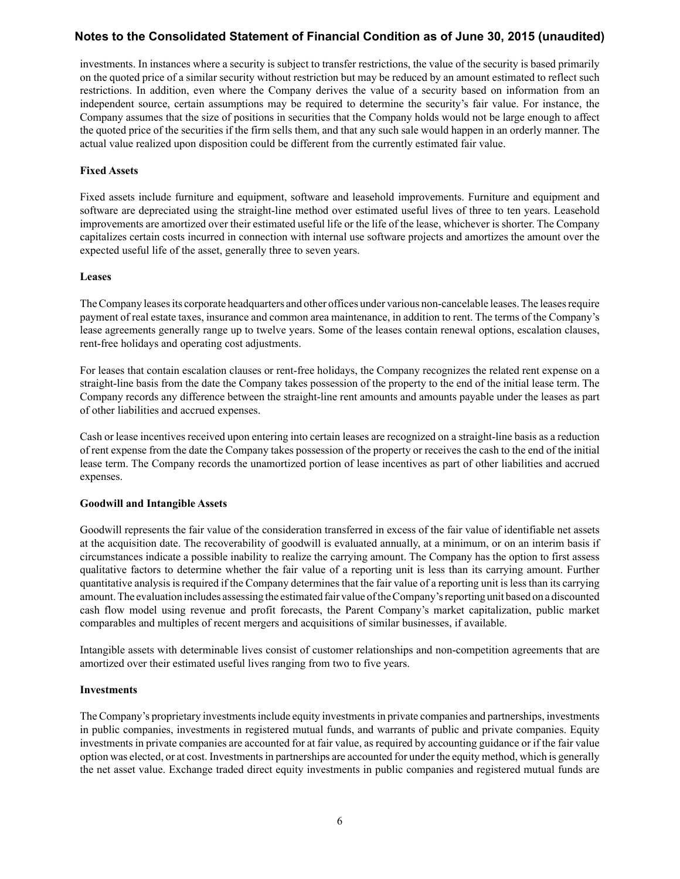investments. In instances where a security is subject to transfer restrictions, the value of the security is based primarily on the quoted price of a similar security without restriction but may be reduced by an amount estimated to reflect such restrictions. In addition, even where the Company derives the value of a security based on information from an independent source, certain assumptions may be required to determine the security's fair value. For instance, the Company assumes that the size of positions in securities that the Company holds would not be large enough to affect the quoted price of the securities if the firm sells them, and that any such sale would happen in an orderly manner. The actual value realized upon disposition could be different from the currently estimated fair value.

**Fixed Assets**

Fixed assets include furniture and equipment, software and leasehold improvements. Furniture and equipment and software are depreciated using the straight-line method over estimated useful lives of three to ten years. Leasehold improvements are amortized over their estimated useful life or the life of the lease, whichever is shorter. The Company capitalizes certain costs incurred in connection with internal use software projects and amortizes the amount over the expected useful life of the asset, generally three to seven years.

**Leases**

The Company leases its corporate headquarters and other offices under various non-cancelable leases. The leases require payment of real estate taxes, insurance and common area maintenance, in addition to rent. The terms of the Company's lease agreements generally range up to twelve years. Some of the leases contain renewal options, escalation clauses, rent-free holidays and operating cost adjustments.

For leases that contain escalation clauses or rent-free holidays, the Company recognizes the related rent expense on a straight-line basis from the date the Company takes possession of the property to the end of the initial lease term. The Company records any difference between the straight-line rent amounts and amounts payable under the leases as part of other liabilities and accrued expenses.

Cash or lease incentives received upon entering into certain leases are recognized on a straight-line basis as a reduction of rent expense from the date the Company takes possession of the property or receives the cash to the end of the initial lease term. The Company records the unamortized portion of lease incentives as part of other liabilities and accrued expenses.

**Goodwill and Intangible Assets**

Goodwill represents the fair value of the consideration transferred in excess of the fair value of identifiable net assets at the acquisition date. The recoverability of goodwill is evaluated annually, at a minimum, or on an interim basis if circumstances indicate a possible inability to realize the carrying amount. The Company has the option to first assess qualitative factors to determine whether the fair value of a reporting unit is less than its carrying amount. Further quantitative analysis is required if the Company determines that the fair value of a reporting unit is less than its carrying amount. The evaluation includes assessing the estimated fair value of the Company's reporting unit based on a discounted cash flow model using revenue and profit forecasts, the Parent Company's market capitalization, public market comparables and multiples of recent mergers and acquisitions of similar businesses, if available.

Intangible assets with determinable lives consist of customer relationships and non-competition agreements that are amortized over their estimated useful lives ranging from two to five years.

**Investments**

The Company's proprietary investments include equity investments in private companies and partnerships, investments in public companies, investments in registered mutual funds, and warrants of public and private companies. Equity investments in private companies are accounted for at fair value, as required by accounting guidance or if the fair value option was elected, or at cost. Investments in partnerships are accounted for under the equity method, which is generally the net asset value. Exchange traded direct equity investments in public companies and registered mutual funds are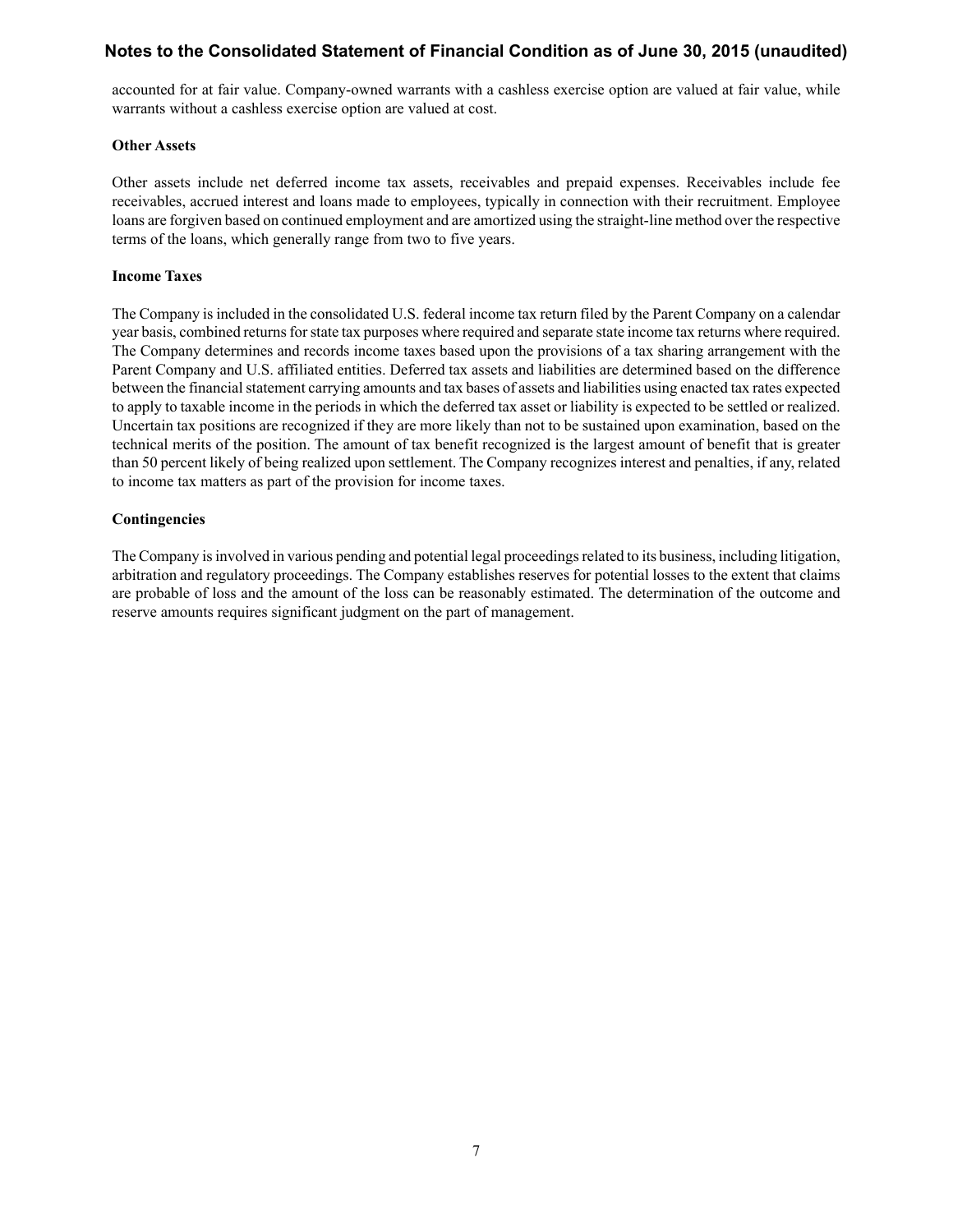accounted for at fair value. Company-owned warrants with a cashless exercise option are valued at fair value, while warrants without a cashless exercise option are valued at cost.

**Other Assets**

Other assets include net deferred income tax assets, receivables and prepaid expenses. Receivables include fee receivables, accrued interest and loans made to employees, typically in connection with their recruitment. Employee loans are forgiven based on continued employment and are amortized using the straight-line method over the respective terms of the loans, which generally range from two to five years.

**Income Taxes**

The Company is included in the consolidated U.S. federal income tax return filed by the Parent Company on a calendar year basis, combined returns for state tax purposes where required and separate state income tax returns where required. The Company determines and records income taxes based upon the provisions of a tax sharing arrangement with the Parent Company and U.S. affiliated entities. Deferred tax assets and liabilities are determined based on the difference between the financial statement carrying amounts and tax bases of assets and liabilities using enacted tax rates expected to apply to taxable income in the periods in which the deferred tax asset or liability is expected to be settled or realized. Uncertain tax positions are recognized if they are more likely than not to be sustained upon examination, based on the technical merits of the position. The amount of tax benefit recognized is the largest amount of benefit that is greater than 50 percent likely of being realized upon settlement. The Company recognizes interest and penalties, if any, related to income tax matters as part of the provision for income taxes.

**Contingencies**

The Company is involved in various pending and potential legal proceedings related to its business, including litigation, arbitration and regulatory proceedings. The Company establishes reserves for potential losses to the extent that claims are probable of loss and the amount of the loss can be reasonably estimated. The determination of the outcome and reserve amounts requires significant judgment on the part of management.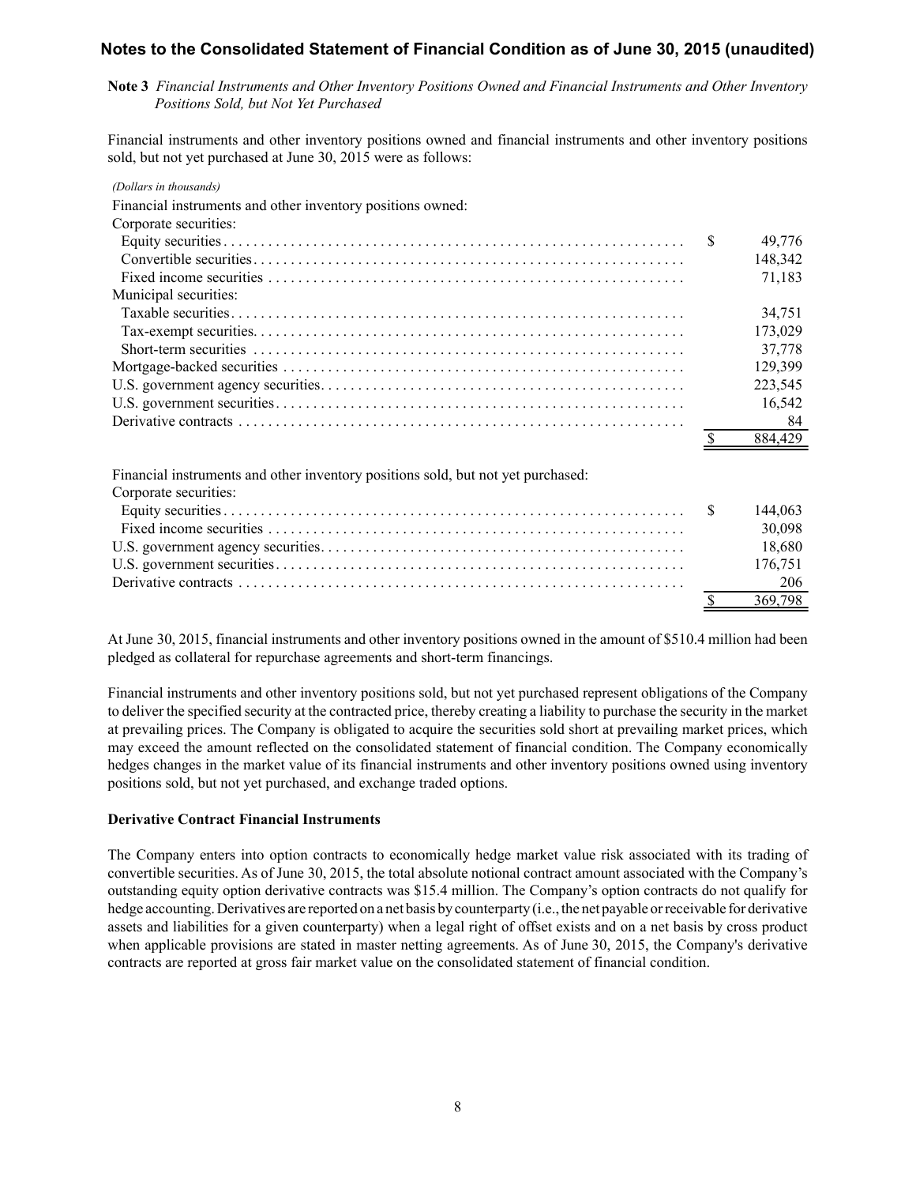## Notes to the Consolidated Statement of Financial Condition as of June 30, 2015 (unaudited)

**Note 3** *Financial Instruments and Other Inventory Positions Owned and Financial Instruments and Other Inventory Positions Sold, but Not Yet Purchased*

Financial instruments and other inventory positions owned and financial instruments and other inventory positions sold, but not yet purchased at June 30, 2015 were as follows:

| *(Dollars in thousands)* | |
|---|---|
| Financial instruments and other inventory positions owned: | |
| Corporate securities: | |
| Equity securities | $ 49,776 |
| Convertible securities | 148,342 |
| Fixed income securities | 71,183 |
| Municipal securities: | |
| Taxable securities | 34,751 |
| Tax-exempt securities | 173,029 |
| Short-term securities | 37,778 |
| Mortgage-backed securities | 129,399 |
| U.S. government agency securities | 223,545 |
| U.S. government securities | 16,542 |
| Derivative contracts | 84 |
| | $ 884,429 |
| Financial instruments and other inventory positions sold, but not yet purchased: | |
| Corporate securities: | |
| Equity securities | $ 144,063 |
| Fixed income securities | 30,098 |
| U.S. government agency securities | 18,680 |
| U.S. government securities | 176,751 |
| Derivative contracts | 206 |
| | $ 369,798 |

At June 30, 2015, financial instruments and other inventory positions owned in the amount of $510.4 million had been pledged as collateral for repurchase agreements and short-term financings.

Financial instruments and other inventory positions sold, but not yet purchased represent obligations of the Company to deliver the specified security at the contracted price, thereby creating a liability to purchase the security in the market at prevailing prices. The Company is obligated to acquire the securities sold short at prevailing market prices, which may exceed the amount reflected on the consolidated statement of financial condition. The Company economically hedges changes in the market value of its financial instruments and other inventory positions owned using inventory positions sold, but not yet purchased, and exchange traded options.

**Derivative Contract Financial Instruments**

The Company enters into option contracts to economically hedge market value risk associated with its trading of convertible securities. As of June 30, 2015, the total absolute notional contract amount associated with the Company's outstanding equity option derivative contracts was $15.4 million. The Company's option contracts do not qualify for hedge accounting. Derivatives are reported on a net basis by counterparty (i.e., the net payable or receivable for derivative assets and liabilities for a given counterparty) when a legal right of offset exists and on a net basis by cross product when applicable provisions are stated in master netting agreements. As of June 30, 2015, the Company's derivative contracts are reported at gross fair market value on the consolidated statement of financial condition.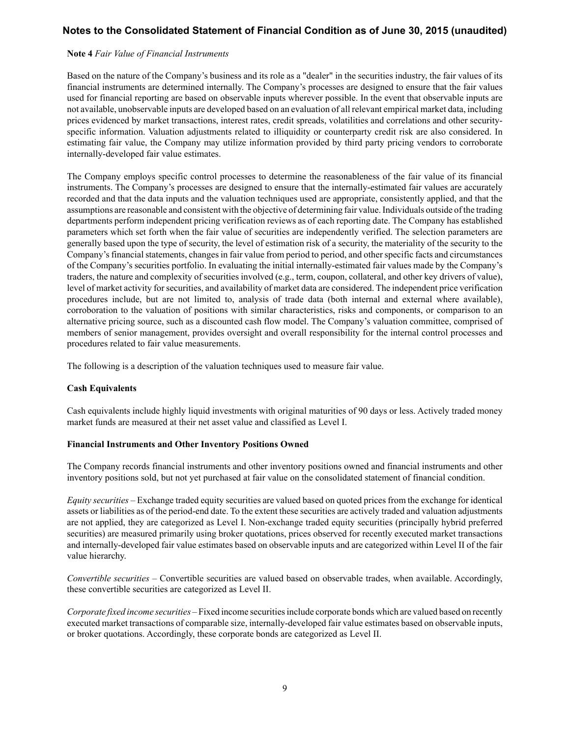# Notes to the Consolidated Statement of Financial Condition as of June 30, 2015 (unaudited)

**Note 4** *Fair Value of Financial Instruments*

Based on the nature of the Company's business and its role as a "dealer" in the securities industry, the fair values of its financial instruments are determined internally. The Company's processes are designed to ensure that the fair values used for financial reporting are based on observable inputs wherever possible. In the event that observable inputs are not available, unobservable inputs are developed based on an evaluation of all relevant empirical market data, including prices evidenced by market transactions, interest rates, credit spreads, volatilities and correlations and other security-specific information. Valuation adjustments related to illiquidity or counterparty credit risk are also considered. In estimating fair value, the Company may utilize information provided by third party pricing vendors to corroborate internally-developed fair value estimates.

The Company employs specific control processes to determine the reasonableness of the fair value of its financial instruments. The Company's processes are designed to ensure that the internally-estimated fair values are accurately recorded and that the data inputs and the valuation techniques used are appropriate, consistently applied, and that the assumptions are reasonable and consistent with the objective of determining fair value. Individuals outside of the trading departments perform independent pricing verification reviews as of each reporting date. The Company has established parameters which set forth when the fair value of securities are independently verified. The selection parameters are generally based upon the type of security, the level of estimation risk of a security, the materiality of the security to the Company's financial statements, changes in fair value from period to period, and other specific facts and circumstances of the Company's securities portfolio. In evaluating the initial internally-estimated fair values made by the Company's traders, the nature and complexity of securities involved (e.g., term, coupon, collateral, and other key drivers of value), level of market activity for securities, and availability of market data are considered. The independent price verification procedures include, but are not limited to, analysis of trade data (both internal and external where available), corroboration to the valuation of positions with similar characteristics, risks and components, or comparison to an alternative pricing source, such as a discounted cash flow model. The Company's valuation committee, comprised of members of senior management, provides oversight and overall responsibility for the internal control processes and procedures related to fair value measurements.

The following is a description of the valuation techniques used to measure fair value.

**Cash Equivalents**

Cash equivalents include highly liquid investments with original maturities of 90 days or less. Actively traded money market funds are measured at their net asset value and classified as Level I.

**Financial Instruments and Other Inventory Positions Owned**

The Company records financial instruments and other inventory positions owned and financial instruments and other inventory positions sold, but not yet purchased at fair value on the consolidated statement of financial condition.

*Equity securities* – Exchange traded equity securities are valued based on quoted prices from the exchange for identical assets or liabilities as of the period-end date. To the extent these securities are actively traded and valuation adjustments are not applied, they are categorized as Level I. Non-exchange traded equity securities (principally hybrid preferred securities) are measured primarily using broker quotations, prices observed for recently executed market transactions and internally-developed fair value estimates based on observable inputs and are categorized within Level II of the fair value hierarchy.

*Convertible securities* – Convertible securities are valued based on observable trades, when available. Accordingly, these convertible securities are categorized as Level II.

*Corporate fixed income securities* – Fixed income securities include corporate bonds which are valued based on recently executed market transactions of comparable size, internally-developed fair value estimates based on observable inputs, or broker quotations. Accordingly, these corporate bonds are categorized as Level II.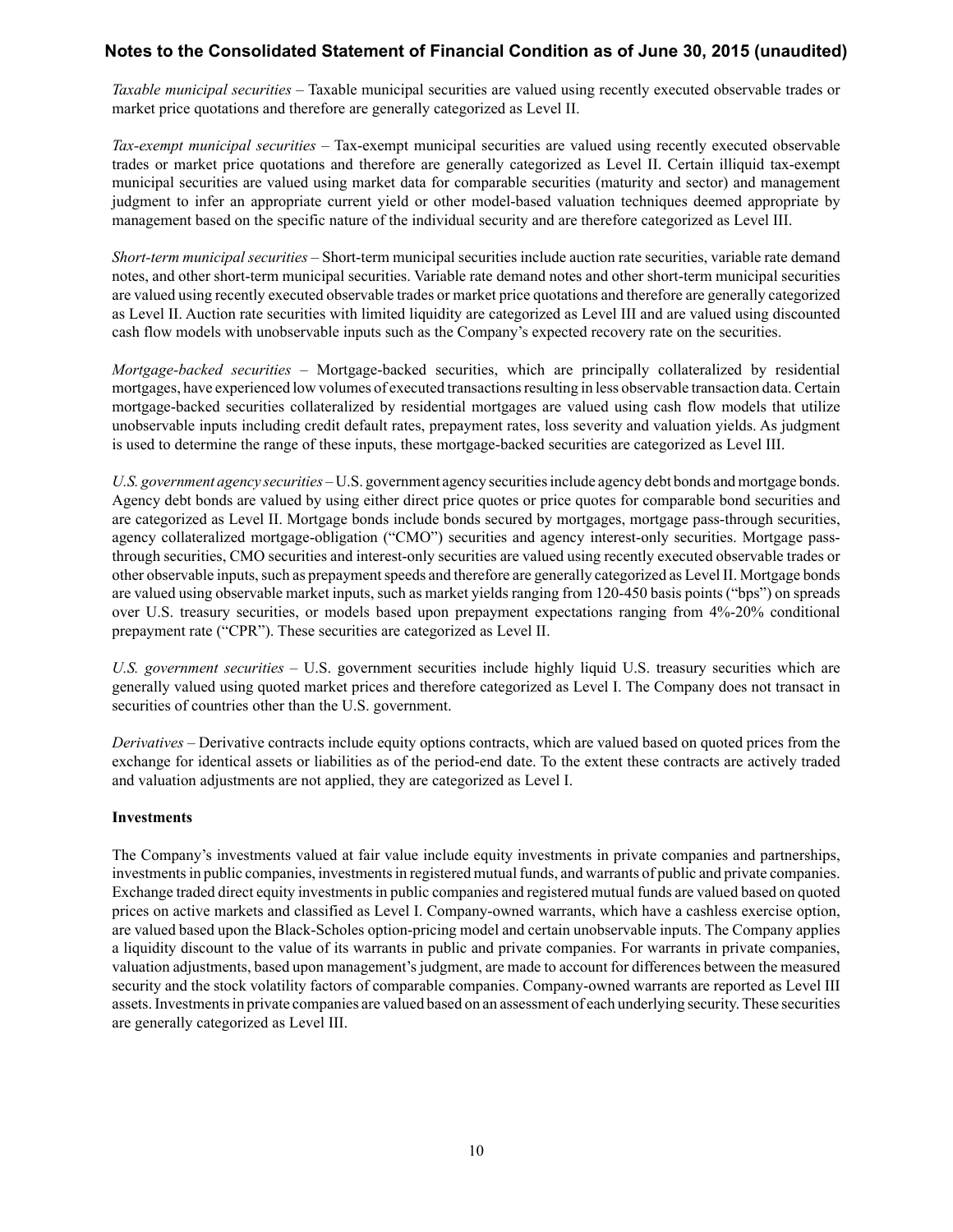*Taxable municipal securities* – Taxable municipal securities are valued using recently executed observable trades or market price quotations and therefore are generally categorized as Level II.

*Tax-exempt municipal securities* – Tax-exempt municipal securities are valued using recently executed observable trades or market price quotations and therefore are generally categorized as Level II. Certain illiquid tax-exempt municipal securities are valued using market data for comparable securities (maturity and sector) and management judgment to infer an appropriate current yield or other model-based valuation techniques deemed appropriate by management based on the specific nature of the individual security and are therefore categorized as Level III.

*Short-term municipal securities* – Short-term municipal securities include auction rate securities, variable rate demand notes, and other short-term municipal securities. Variable rate demand notes and other short-term municipal securities are valued using recently executed observable trades or market price quotations and therefore are generally categorized as Level II. Auction rate securities with limited liquidity are categorized as Level III and are valued using discounted cash flow models with unobservable inputs such as the Company's expected recovery rate on the securities.

*Mortgage-backed securities* – Mortgage-backed securities, which are principally collateralized by residential mortgages, have experienced low volumes of executed transactions resulting in less observable transaction data. Certain mortgage-backed securities collateralized by residential mortgages are valued using cash flow models that utilize unobservable inputs including credit default rates, prepayment rates, loss severity and valuation yields. As judgment is used to determine the range of these inputs, these mortgage-backed securities are categorized as Level III.

*U.S. government agency securities* – U.S. government agency securities include agency debt bonds and mortgage bonds. Agency debt bonds are valued by using either direct price quotes or price quotes for comparable bond securities and are categorized as Level II. Mortgage bonds include bonds secured by mortgages, mortgage pass-through securities, agency collateralized mortgage-obligation ("CMO") securities and agency interest-only securities. Mortgage pass-through securities, CMO securities and interest-only securities are valued using recently executed observable trades or other observable inputs, such as prepayment speeds and therefore are generally categorized as Level II. Mortgage bonds are valued using observable market inputs, such as market yields ranging from 120-450 basis points ("bps") on spreads over U.S. treasury securities, or models based upon prepayment expectations ranging from 4%-20% conditional prepayment rate ("CPR"). These securities are categorized as Level II.

*U.S. government securities* – U.S. government securities include highly liquid U.S. treasury securities which are generally valued using quoted market prices and therefore categorized as Level I. The Company does not transact in securities of countries other than the U.S. government.

*Derivatives* – Derivative contracts include equity options contracts, which are valued based on quoted prices from the exchange for identical assets or liabilities as of the period-end date. To the extent these contracts are actively traded and valuation adjustments are not applied, they are categorized as Level I.

**Investments**

The Company's investments valued at fair value include equity investments in private companies and partnerships, investments in public companies, investments in registered mutual funds, and warrants of public and private companies. Exchange traded direct equity investments in public companies and registered mutual funds are valued based on quoted prices on active markets and classified as Level I. Company-owned warrants, which have a cashless exercise option, are valued based upon the Black-Scholes option-pricing model and certain unobservable inputs. The Company applies a liquidity discount to the value of its warrants in public and private companies. For warrants in private companies, valuation adjustments, based upon management's judgment, are made to account for differences between the measured security and the stock volatility factors of comparable companies. Company-owned warrants are reported as Level III assets. Investments in private companies are valued based on an assessment of each underlying security. These securities are generally categorized as Level III.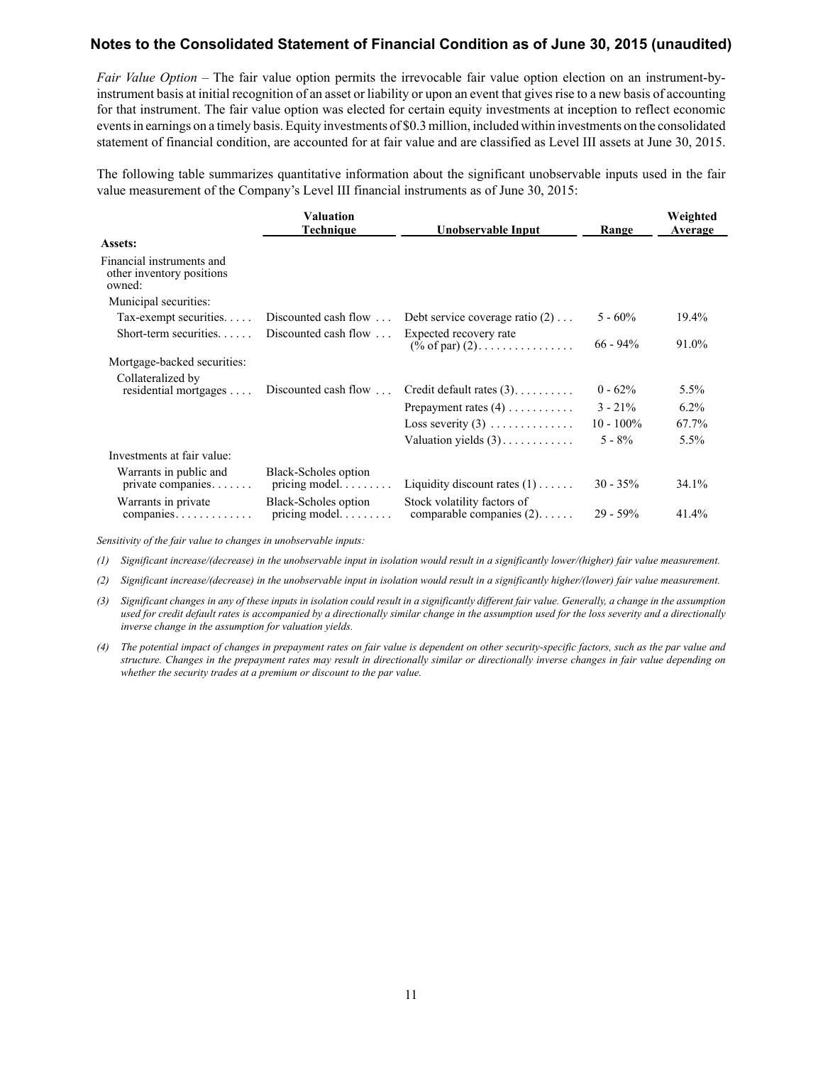## Notes to the Consolidated Statement of Financial Condition as of June 30, 2015 (unaudited)

*Fair Value Option* – The fair value option permits the irrevocable fair value option election on an instrument-by-instrument basis at initial recognition of an asset or liability or upon an event that gives rise to a new basis of accounting for that instrument. The fair value option was elected for certain equity investments at inception to reflect economic events in earnings on a timely basis. Equity investments of $0.3 million, included within investments on the consolidated statement of financial condition, are accounted for at fair value and are classified as Level III assets at June 30, 2015.

The following table summarizes quantitative information about the significant unobservable inputs used in the fair value measurement of the Company's Level III financial instruments as of June 30, 2015:

| | Valuation Technique | Unobservable Input | Range | Weighted Average |
|---|---|---|---|---|
| **Assets:** | | | | |
| Financial instruments and other inventory positions owned: | | | | |
| Municipal securities: | | | | |
| Tax-exempt securities | Discounted cash flow | Debt service coverage ratio (2) | 5 - 60% | 19.4% |
| Short-term securities | Discounted cash flow | Expected recovery rate (% of par) (2) | 66 - 94% | 91.0% |
| Mortgage-backed securities: | | | | |
| Collateralized by residential mortgages | Discounted cash flow | Credit default rates (3) | 0 - 62% | 5.5% |
| | | Prepayment rates (4) | 3 - 21% | 6.2% |
| | | Loss severity (3) | 10 - 100% | 67.7% |
| | | Valuation yields (3) | 5 - 8% | 5.5% |
| Investments at fair value: | | | | |
| Warrants in public and private companies | Black-Scholes option pricing model | Liquidity discount rates (1) | 30 - 35% | 34.1% |
| Warrants in private companies | Black-Scholes option pricing model | Stock volatility factors of comparable companies (2) | 29 - 59% | 41.4% |

*Sensitivity of the fair value to changes in unobservable inputs:*

*(1) Significant increase/(decrease) in the unobservable input in isolation would result in a significantly lower/(higher) fair value measurement.*

*(2) Significant increase/(decrease) in the unobservable input in isolation would result in a significantly higher/(lower) fair value measurement.*

*(3) Significant changes in any of these inputs in isolation could result in a significantly different fair value. Generally, a change in the assumption used for credit default rates is accompanied by a directionally similar change in the assumption used for the loss severity and a directionally inverse change in the assumption for valuation yields.*

*(4) The potential impact of changes in prepayment rates on fair value is dependent on other security-specific factors, such as the par value and structure. Changes in the prepayment rates may result in directionally similar or directionally inverse changes in fair value depending on whether the security trades at a premium or discount to the par value.*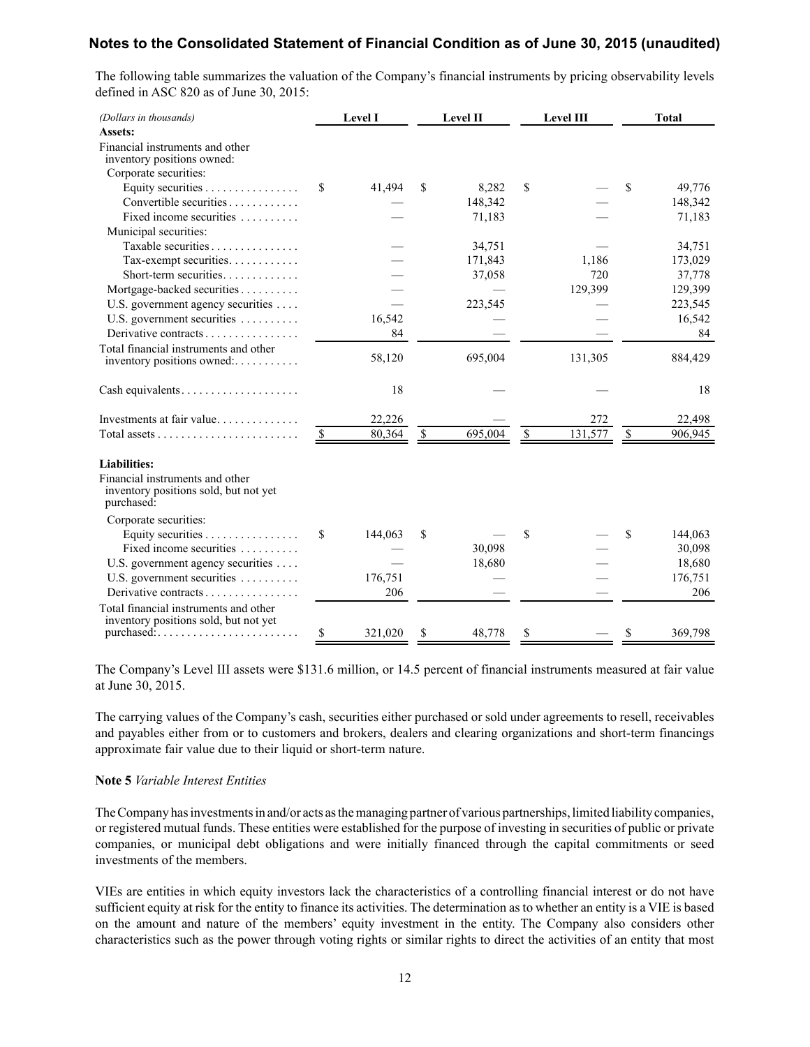## Notes to the Consolidated Statement of Financial Condition as of June 30, 2015 (unaudited)

The following table summarizes the valuation of the Company's financial instruments by pricing observability levels defined in ASC 820 as of June 30, 2015:

| *(Dollars in thousands)* | Level I | Level II | Level III | Total |
|---|---|---|---|---|
| **Assets:** | | | | |
| Financial instruments and other inventory positions owned: | | | | |
| Corporate securities: | | | | |
| Equity securities | $ 41,494 | $ 8,282 | $ — | $ 49,776 |
| Convertible securities | — | 148,342 | — | 148,342 |
| Fixed income securities | — | 71,183 | — | 71,183 |
| Municipal securities: | | | | |
| Taxable securities | — | 34,751 | — | 34,751 |
| Tax-exempt securities | — | 171,843 | 1,186 | 173,029 |
| Short-term securities | — | 37,058 | 720 | 37,778 |
| Mortgage-backed securities | — | — | 129,399 | 129,399 |
| U.S. government agency securities | — | 223,545 | — | 223,545 |
| U.S. government securities | 16,542 | — | — | 16,542 |
| Derivative contracts | 84 | — | — | 84 |
| Total financial instruments and other inventory positions owned: | 58,120 | 695,004 | 131,305 | 884,429 |
| Cash equivalents | 18 | — | — | 18 |
| Investments at fair value | 22,226 | — | 272 | 22,498 |
| Total assets | $ 80,364 | $ 695,004 | $ 131,577 | $ 906,945 |
| **Liabilities:** | | | | |
| Financial instruments and other inventory positions sold, but not yet purchased: | | | | |
| Corporate securities: | | | | |
| Equity securities | $ 144,063 | $ — | $ — | $ 144,063 |
| Fixed income securities | — | 30,098 | — | 30,098 |
| U.S. government agency securities | — | 18,680 | — | 18,680 |
| U.S. government securities | 176,751 | — | — | 176,751 |
| Derivative contracts | 206 | — | — | 206 |
| Total financial instruments and other inventory positions sold, but not yet purchased: | $ 321,020 | $ 48,778 | $ — | $ 369,798 |

The Company's Level III assets were $131.6 million, or 14.5 percent of financial instruments measured at fair value at June 30, 2015.

The carrying values of the Company's cash, securities either purchased or sold under agreements to resell, receivables and payables either from or to customers and brokers, dealers and clearing organizations and short-term financings approximate fair value due to their liquid or short-term nature.

**Note 5** *Variable Interest Entities*

The Company has investments in and/or acts as the managing partner of various partnerships, limited liability companies, or registered mutual funds. These entities were established for the purpose of investing in securities of public or private companies, or municipal debt obligations and were initially financed through the capital commitments or seed investments of the members.

VIEs are entities in which equity investors lack the characteristics of a controlling financial interest or do not have sufficient equity at risk for the entity to finance its activities. The determination as to whether an entity is a VIE is based on the amount and nature of the members' equity investment in the entity. The Company also considers other characteristics such as the power through voting rights or similar rights to direct the activities of an entity that most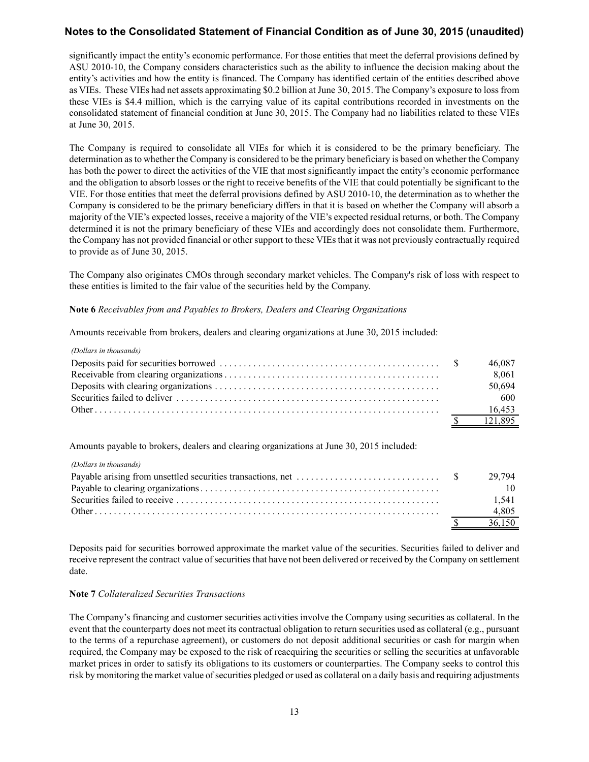significantly impact the entity's economic performance. For those entities that meet the deferral provisions defined by ASU 2010-10, the Company considers characteristics such as the ability to influence the decision making about the entity's activities and how the entity is financed. The Company has identified certain of the entities described above as VIEs. These VIEs had net assets approximating \$0.2 billion at June 30, 2015. The Company's exposure to loss from these VIEs is \$4.4 million, which is the carrying value of its capital contributions recorded in investments on the consolidated statement of financial condition at June 30, 2015. The Company had no liabilities related to these VIEs at June 30, 2015.

The Company is required to consolidate all VIEs for which it is considered to be the primary beneficiary. The determination as to whether the Company is considered to be the primary beneficiary is based on whether the Company has both the power to direct the activities of the VIE that most significantly impact the entity's economic performance and the obligation to absorb losses or the right to receive benefits of the VIE that could potentially be significant to the VIE. For those entities that meet the deferral provisions defined by ASU 2010-10, the determination as to whether the Company is considered to be the primary beneficiary differs in that it is based on whether the Company will absorb a majority of the VIE's expected losses, receive a majority of the VIE's expected residual returns, or both. The Company determined it is not the primary beneficiary of these VIEs and accordingly does not consolidate them. Furthermore, the Company has not provided financial or other support to these VIEs that it was not previously contractually required to provide as of June 30, 2015.

The Company also originates CMOs through secondary market vehicles. The Company's risk of loss with respect to these entities is limited to the fair value of the securities held by the Company.

**Note 6** *Receivables from and Payables to Brokers, Dealers and Clearing Organizations*

Amounts receivable from brokers, dealers and clearing organizations at June 30, 2015 included:

| *(Dollars in thousands)* | |
|---|---|
| Deposits paid for securities borrowed | $ 46,087 |
| Receivable from clearing organizations | 8,061 |
| Deposits with clearing organizations | 50,694 |
| Securities failed to deliver | 600 |
| Other | 16,453 |
| | $ 121,895 |

Amounts payable to brokers, dealers and clearing organizations at June 30, 2015 included:

| *(Dollars in thousands)* | |
|---|---|
| Payable arising from unsettled securities transactions, net | $ 29,794 |
| Payable to clearing organizations | 10 |
| Securities failed to receive | 1,541 |
| Other | 4,805 |
| | $ 36,150 |

Deposits paid for securities borrowed approximate the market value of the securities. Securities failed to deliver and receive represent the contract value of securities that have not been delivered or received by the Company on settlement date.

**Note 7** *Collateralized Securities Transactions*

The Company's financing and customer securities activities involve the Company using securities as collateral. In the event that the counterparty does not meet its contractual obligation to return securities used as collateral (e.g., pursuant to the terms of a repurchase agreement), or customers do not deposit additional securities or cash for margin when required, the Company may be exposed to the risk of reacquiring the securities or selling the securities at unfavorable market prices in order to satisfy its obligations to its customers or counterparties. The Company seeks to control this risk by monitoring the market value of securities pledged or used as collateral on a daily basis and requiring adjustments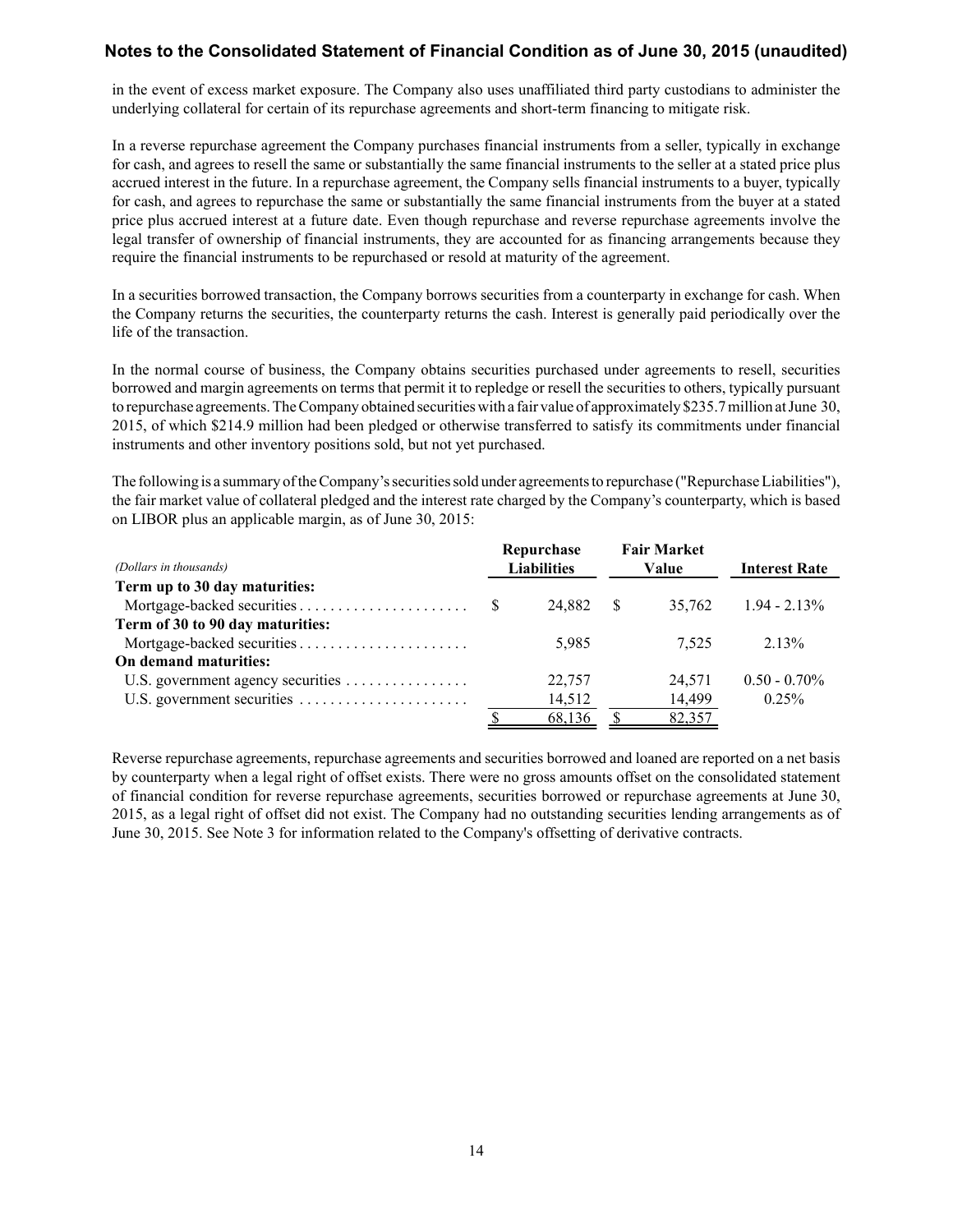in the event of excess market exposure. The Company also uses unaffiliated third party custodians to administer the underlying collateral for certain of its repurchase agreements and short-term financing to mitigate risk.

In a reverse repurchase agreement the Company purchases financial instruments from a seller, typically in exchange for cash, and agrees to resell the same or substantially the same financial instruments to the seller at a stated price plus accrued interest in the future. In a repurchase agreement, the Company sells financial instruments to a buyer, typically for cash, and agrees to repurchase the same or substantially the same financial instruments from the buyer at a stated price plus accrued interest at a future date. Even though repurchase and reverse repurchase agreements involve the legal transfer of ownership of financial instruments, they are accounted for as financing arrangements because they require the financial instruments to be repurchased or resold at maturity of the agreement.

In a securities borrowed transaction, the Company borrows securities from a counterparty in exchange for cash. When the Company returns the securities, the counterparty returns the cash. Interest is generally paid periodically over the life of the transaction.

In the normal course of business, the Company obtains securities purchased under agreements to resell, securities borrowed and margin agreements on terms that permit it to repledge or resell the securities to others, typically pursuant to repurchase agreements. The Company obtained securities with a fair value of approximately $235.7 million at June 30, 2015, of which $214.9 million had been pledged or otherwise transferred to satisfy its commitments under financial instruments and other inventory positions sold, but not yet purchased.

The following is a summary of the Company's securities sold under agreements to repurchase ("Repurchase Liabilities"), the fair market value of collateral pledged and the interest rate charged by the Company's counterparty, which is based on LIBOR plus an applicable margin, as of June 30, 2015:

| *(Dollars in thousands)* | Repurchase Liabilities | Fair Market Value | Interest Rate |
|---|---|---|---|
| **Term up to 30 day maturities:** | | | |
| Mortgage-backed securities | $ 24,882 | $ 35,762 | 1.94 - 2.13% |
| **Term of 30 to 90 day maturities:** | | | |
| Mortgage-backed securities | 5,985 | 7,525 | 2.13% |
| **On demand maturities:** | | | |
| U.S. government agency securities | 22,757 | 24,571 | 0.50 - 0.70% |
| U.S. government securities | 14,512 | 14,499 | 0.25% |
| | $ 68,136 | $ 82,357 | |

Reverse repurchase agreements, repurchase agreements and securities borrowed and loaned are reported on a net basis by counterparty when a legal right of offset exists. There were no gross amounts offset on the consolidated statement of financial condition for reverse repurchase agreements, securities borrowed or repurchase agreements at June 30, 2015, as a legal right of offset did not exist. The Company had no outstanding securities lending arrangements as of June 30, 2015. See Note 3 for information related to the Company's offsetting of derivative contracts.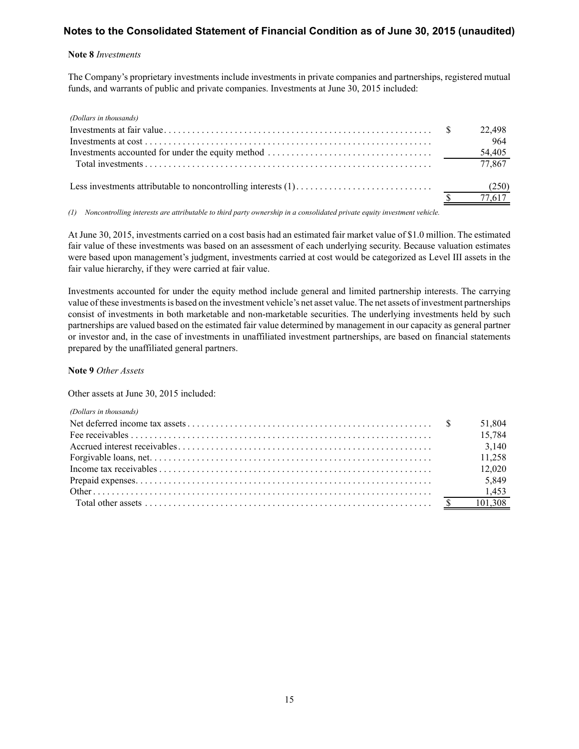## Notes to the Consolidated Statement of Financial Condition as of June 30, 2015 (unaudited)

**Note 8** *Investments*

The Company's proprietary investments include investments in private companies and partnerships, registered mutual funds, and warrants of public and private companies. Investments at June 30, 2015 included:

| *(Dollars in thousands)* | |
|---|---|
| Investments at fair value | $ 22,498 |
| Investments at cost | 964 |
| Investments accounted for under the equity method | 54,405 |
| Total investments | 77,867 |
| | |
| Less investments attributable to noncontrolling interests (1) | (250) |
| | $ 77,617 |

*(1) Noncontrolling interests are attributable to third party ownership in a consolidated private equity investment vehicle.*

At June 30, 2015, investments carried on a cost basis had an estimated fair market value of $1.0 million. The estimated fair value of these investments was based on an assessment of each underlying security. Because valuation estimates were based upon management's judgment, investments carried at cost would be categorized as Level III assets in the fair value hierarchy, if they were carried at fair value.

Investments accounted for under the equity method include general and limited partnership interests. The carrying value of these investments is based on the investment vehicle's net asset value. The net assets of investment partnerships consist of investments in both marketable and non-marketable securities. The underlying investments held by such partnerships are valued based on the estimated fair value determined by management in our capacity as general partner or investor and, in the case of investments in unaffiliated investment partnerships, are based on financial statements prepared by the unaffiliated general partners.

**Note 9** *Other Assets*

Other assets at June 30, 2015 included:

| *(Dollars in thousands)* | |
|---|---|
| Net deferred income tax assets | $ 51,804 |
| Fee receivables | 15,784 |
| Accrued interest receivables | 3,140 |
| Forgivable loans, net | 11,258 |
| Income tax receivables | 12,020 |
| Prepaid expenses | 5,849 |
| Other | 1,453 |
| Total other assets | $ 101,308 |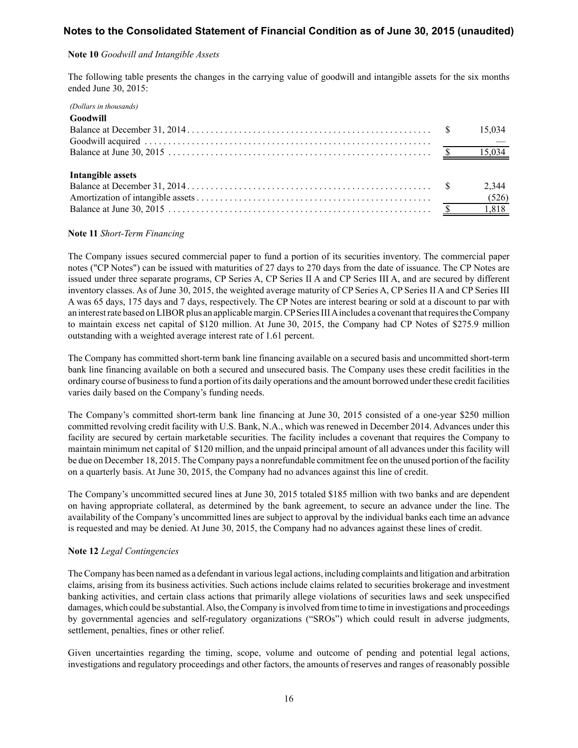## Notes to the Consolidated Statement of Financial Condition as of June 30, 2015 (unaudited)

**Note 10** *Goodwill and Intangible Assets*

The following table presents the changes in the carrying value of goodwill and intangible assets for the six months ended June 30, 2015:

*(Dollars in thousands)*

| | |
|---|---|
| **Goodwill** | |
| Balance at December 31, 2014 | $ 15,034 |
| Goodwill acquired | — |
| Balance at June 30, 2015 | $ 15,034 |
| | |
| **Intangible assets** | |
| Balance at December 31, 2014 | $ 2,344 |
| Amortization of intangible assets | (526) |
| Balance at June 30, 2015 | $ 1,818 |

**Note 11** *Short-Term Financing*

The Company issues secured commercial paper to fund a portion of its securities inventory. The commercial paper notes ("CP Notes") can be issued with maturities of 27 days to 270 days from the date of issuance. The CP Notes are issued under three separate programs, CP Series A, CP Series II A and CP Series III A, and are secured by different inventory classes. As of June 30, 2015, the weighted average maturity of CP Series A, CP Series II A and CP Series III A was 65 days, 175 days and 7 days, respectively. The CP Notes are interest bearing or sold at a discount to par with an interest rate based on LIBOR plus an applicable margin. CP Series III A includes a covenant that requires the Company to maintain excess net capital of $120 million. At June 30, 2015, the Company had CP Notes of $275.9 million outstanding with a weighted average interest rate of 1.61 percent.

The Company has committed short-term bank line financing available on a secured basis and uncommitted short-term bank line financing available on both a secured and unsecured basis. The Company uses these credit facilities in the ordinary course of business to fund a portion of its daily operations and the amount borrowed under these credit facilities varies daily based on the Company's funding needs.

The Company's committed short-term bank line financing at June 30, 2015 consisted of a one-year $250 million committed revolving credit facility with U.S. Bank, N.A., which was renewed in December 2014. Advances under this facility are secured by certain marketable securities. The facility includes a covenant that requires the Company to maintain minimum net capital of $120 million, and the unpaid principal amount of all advances under this facility will be due on December 18, 2015. The Company pays a nonrefundable commitment fee on the unused portion of the facility on a quarterly basis. At June 30, 2015, the Company had no advances against this line of credit.

The Company's uncommitted secured lines at June 30, 2015 totaled $185 million with two banks and are dependent on having appropriate collateral, as determined by the bank agreement, to secure an advance under the line. The availability of the Company's uncommitted lines are subject to approval by the individual banks each time an advance is requested and may be denied. At June 30, 2015, the Company had no advances against these lines of credit.

**Note 12** *Legal Contingencies*

The Company has been named as a defendant in various legal actions, including complaints and litigation and arbitration claims, arising from its business activities. Such actions include claims related to securities brokerage and investment banking activities, and certain class actions that primarily allege violations of securities laws and seek unspecified damages, which could be substantial. Also, the Company is involved from time to time in investigations and proceedings by governmental agencies and self-regulatory organizations ("SROs") which could result in adverse judgments, settlement, penalties, fines or other relief.

Given uncertainties regarding the timing, scope, volume and outcome of pending and potential legal actions, investigations and regulatory proceedings and other factors, the amounts of reserves and ranges of reasonably possible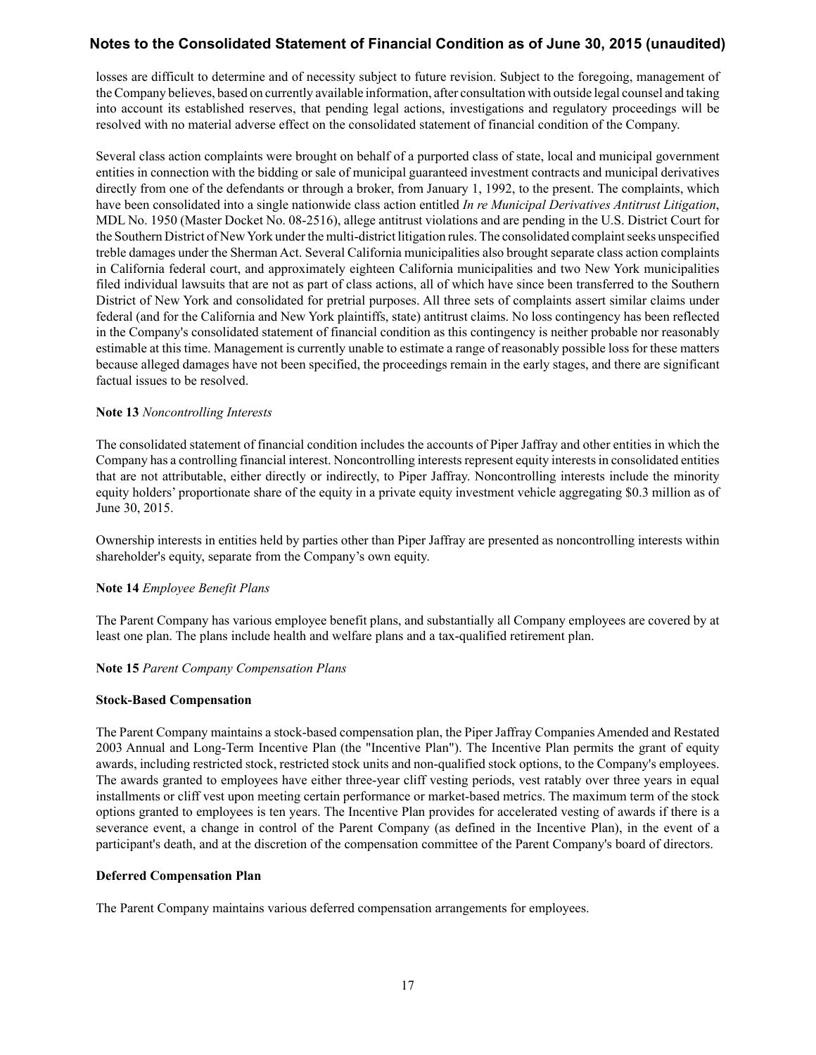losses are difficult to determine and of necessity subject to future revision. Subject to the foregoing, management of the Company believes, based on currently available information, after consultation with outside legal counsel and taking into account its established reserves, that pending legal actions, investigations and regulatory proceedings will be resolved with no material adverse effect on the consolidated statement of financial condition of the Company.

Several class action complaints were brought on behalf of a purported class of state, local and municipal government entities in connection with the bidding or sale of municipal guaranteed investment contracts and municipal derivatives directly from one of the defendants or through a broker, from January 1, 1992, to the present. The complaints, which have been consolidated into a single nationwide class action entitled *In re Municipal Derivatives Antitrust Litigation*, MDL No. 1950 (Master Docket No. 08-2516), allege antitrust violations and are pending in the U.S. District Court for the Southern District of New York under the multi-district litigation rules. The consolidated complaint seeks unspecified treble damages under the Sherman Act. Several California municipalities also brought separate class action complaints in California federal court, and approximately eighteen California municipalities and two New York municipalities filed individual lawsuits that are not as part of class actions, all of which have since been transferred to the Southern District of New York and consolidated for pretrial purposes. All three sets of complaints assert similar claims under federal (and for the California and New York plaintiffs, state) antitrust claims. No loss contingency has been reflected in the Company's consolidated statement of financial condition as this contingency is neither probable nor reasonably estimable at this time. Management is currently unable to estimate a range of reasonably possible loss for these matters because alleged damages have not been specified, the proceedings remain in the early stages, and there are significant factual issues to be resolved.

**Note 13** *Noncontrolling Interests*

The consolidated statement of financial condition includes the accounts of Piper Jaffray and other entities in which the Company has a controlling financial interest. Noncontrolling interests represent equity interests in consolidated entities that are not attributable, either directly or indirectly, to Piper Jaffray. Noncontrolling interests include the minority equity holders' proportionate share of the equity in a private equity investment vehicle aggregating $0.3 million as of June 30, 2015.

Ownership interests in entities held by parties other than Piper Jaffray are presented as noncontrolling interests within shareholder's equity, separate from the Company's own equity.

**Note 14** *Employee Benefit Plans*

The Parent Company has various employee benefit plans, and substantially all Company employees are covered by at least one plan. The plans include health and welfare plans and a tax-qualified retirement plan.

**Note 15** *Parent Company Compensation Plans*

**Stock-Based Compensation**

The Parent Company maintains a stock-based compensation plan, the Piper Jaffray Companies Amended and Restated 2003 Annual and Long-Term Incentive Plan (the "Incentive Plan"). The Incentive Plan permits the grant of equity awards, including restricted stock, restricted stock units and non-qualified stock options, to the Company's employees. The awards granted to employees have either three-year cliff vesting periods, vest ratably over three years in equal installments or cliff vest upon meeting certain performance or market-based metrics. The maximum term of the stock options granted to employees is ten years. The Incentive Plan provides for accelerated vesting of awards if there is a severance event, a change in control of the Parent Company (as defined in the Incentive Plan), in the event of a participant's death, and at the discretion of the compensation committee of the Parent Company's board of directors.

**Deferred Compensation Plan**

The Parent Company maintains various deferred compensation arrangements for employees.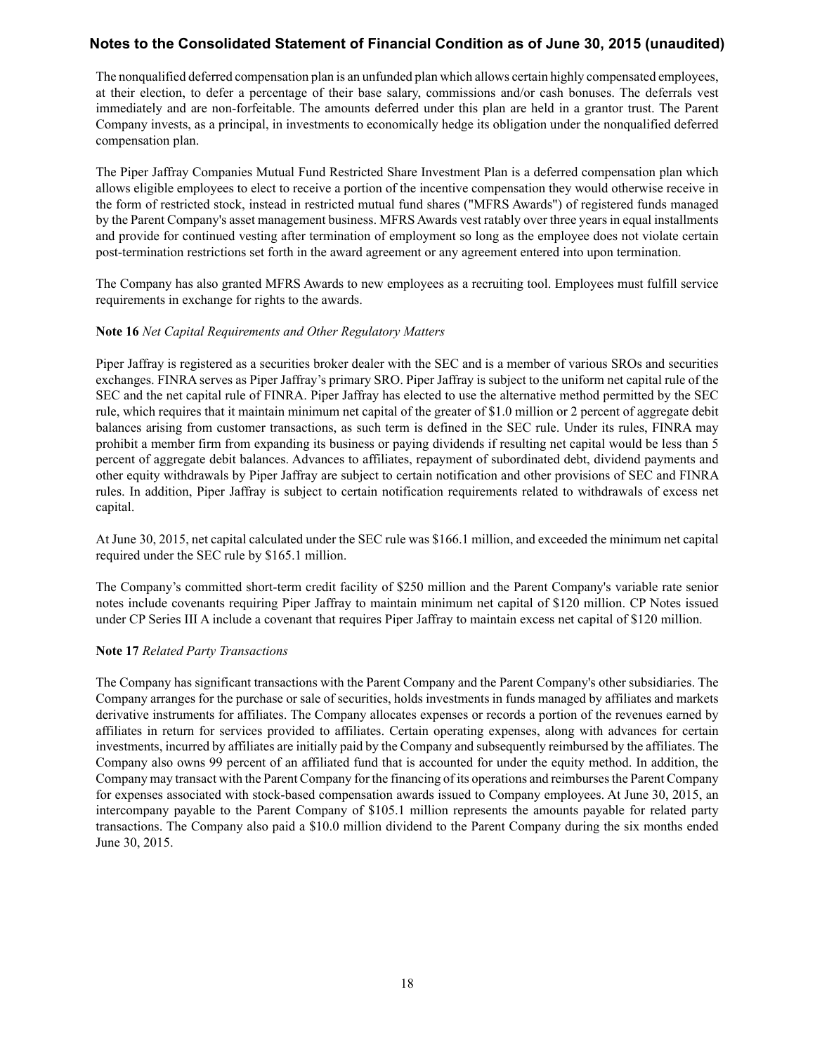The nonqualified deferred compensation plan is an unfunded plan which allows certain highly compensated employees, at their election, to defer a percentage of their base salary, commissions and/or cash bonuses. The deferrals vest immediately and are non-forfeitable. The amounts deferred under this plan are held in a grantor trust. The Parent Company invests, as a principal, in investments to economically hedge its obligation under the nonqualified deferred compensation plan.

The Piper Jaffray Companies Mutual Fund Restricted Share Investment Plan is a deferred compensation plan which allows eligible employees to elect to receive a portion of the incentive compensation they would otherwise receive in the form of restricted stock, instead in restricted mutual fund shares ("MFRS Awards") of registered funds managed by the Parent Company's asset management business. MFRS Awards vest ratably over three years in equal installments and provide for continued vesting after termination of employment so long as the employee does not violate certain post-termination restrictions set forth in the award agreement or any agreement entered into upon termination.

The Company has also granted MFRS Awards to new employees as a recruiting tool. Employees must fulfill service requirements in exchange for rights to the awards.

**Note 16** *Net Capital Requirements and Other Regulatory Matters*

Piper Jaffray is registered as a securities broker dealer with the SEC and is a member of various SROs and securities exchanges. FINRA serves as Piper Jaffray's primary SRO. Piper Jaffray is subject to the uniform net capital rule of the SEC and the net capital rule of FINRA. Piper Jaffray has elected to use the alternative method permitted by the SEC rule, which requires that it maintain minimum net capital of the greater of $1.0 million or 2 percent of aggregate debit balances arising from customer transactions, as such term is defined in the SEC rule. Under its rules, FINRA may prohibit a member firm from expanding its business or paying dividends if resulting net capital would be less than 5 percent of aggregate debit balances. Advances to affiliates, repayment of subordinated debt, dividend payments and other equity withdrawals by Piper Jaffray are subject to certain notification and other provisions of SEC and FINRA rules. In addition, Piper Jaffray is subject to certain notification requirements related to withdrawals of excess net capital.

At June 30, 2015, net capital calculated under the SEC rule was $166.1 million, and exceeded the minimum net capital required under the SEC rule by $165.1 million.

The Company's committed short-term credit facility of $250 million and the Parent Company's variable rate senior notes include covenants requiring Piper Jaffray to maintain minimum net capital of $120 million. CP Notes issued under CP Series III A include a covenant that requires Piper Jaffray to maintain excess net capital of $120 million.

**Note 17** *Related Party Transactions*

The Company has significant transactions with the Parent Company and the Parent Company's other subsidiaries. The Company arranges for the purchase or sale of securities, holds investments in funds managed by affiliates and markets derivative instruments for affiliates. The Company allocates expenses or records a portion of the revenues earned by affiliates in return for services provided to affiliates. Certain operating expenses, along with advances for certain investments, incurred by affiliates are initially paid by the Company and subsequently reimbursed by the affiliates. The Company also owns 99 percent of an affiliated fund that is accounted for under the equity method. In addition, the Company may transact with the Parent Company for the financing of its operations and reimburses the Parent Company for expenses associated with stock-based compensation awards issued to Company employees. At June 30, 2015, an intercompany payable to the Parent Company of $105.1 million represents the amounts payable for related party transactions. The Company also paid a $10.0 million dividend to the Parent Company during the six months ended June 30, 2015.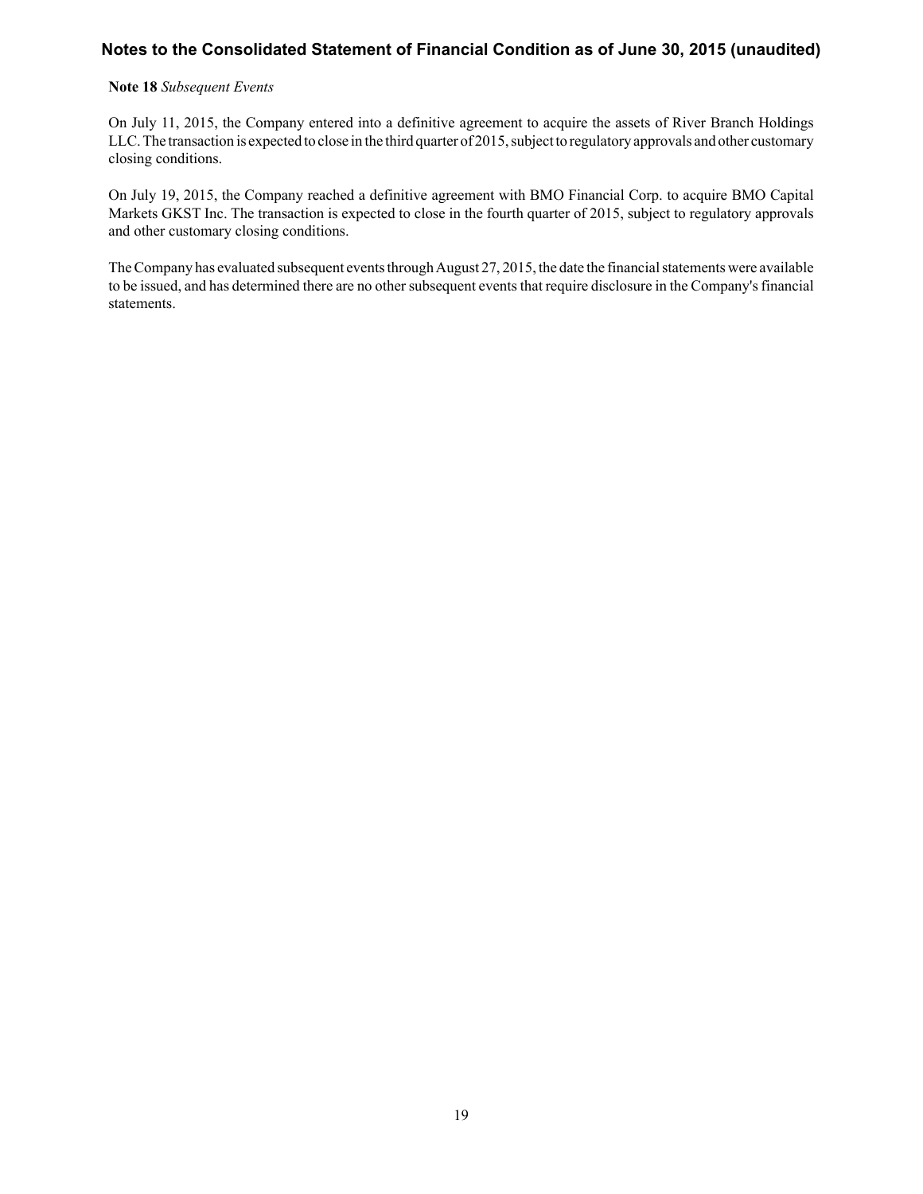**Note 18** *Subsequent Events*

On July 11, 2015, the Company entered into a definitive agreement to acquire the assets of River Branch Holdings LLC. The transaction is expected to close in the third quarter of 2015, subject to regulatory approvals and other customary closing conditions.

On July 19, 2015, the Company reached a definitive agreement with BMO Financial Corp. to acquire BMO Capital Markets GKST Inc. The transaction is expected to close in the fourth quarter of 2015, subject to regulatory approvals and other customary closing conditions.

The Company has evaluated subsequent events through August 27, 2015, the date the financial statements were available to be issued, and has determined there are no other subsequent events that require disclosure in the Company's financial statements.